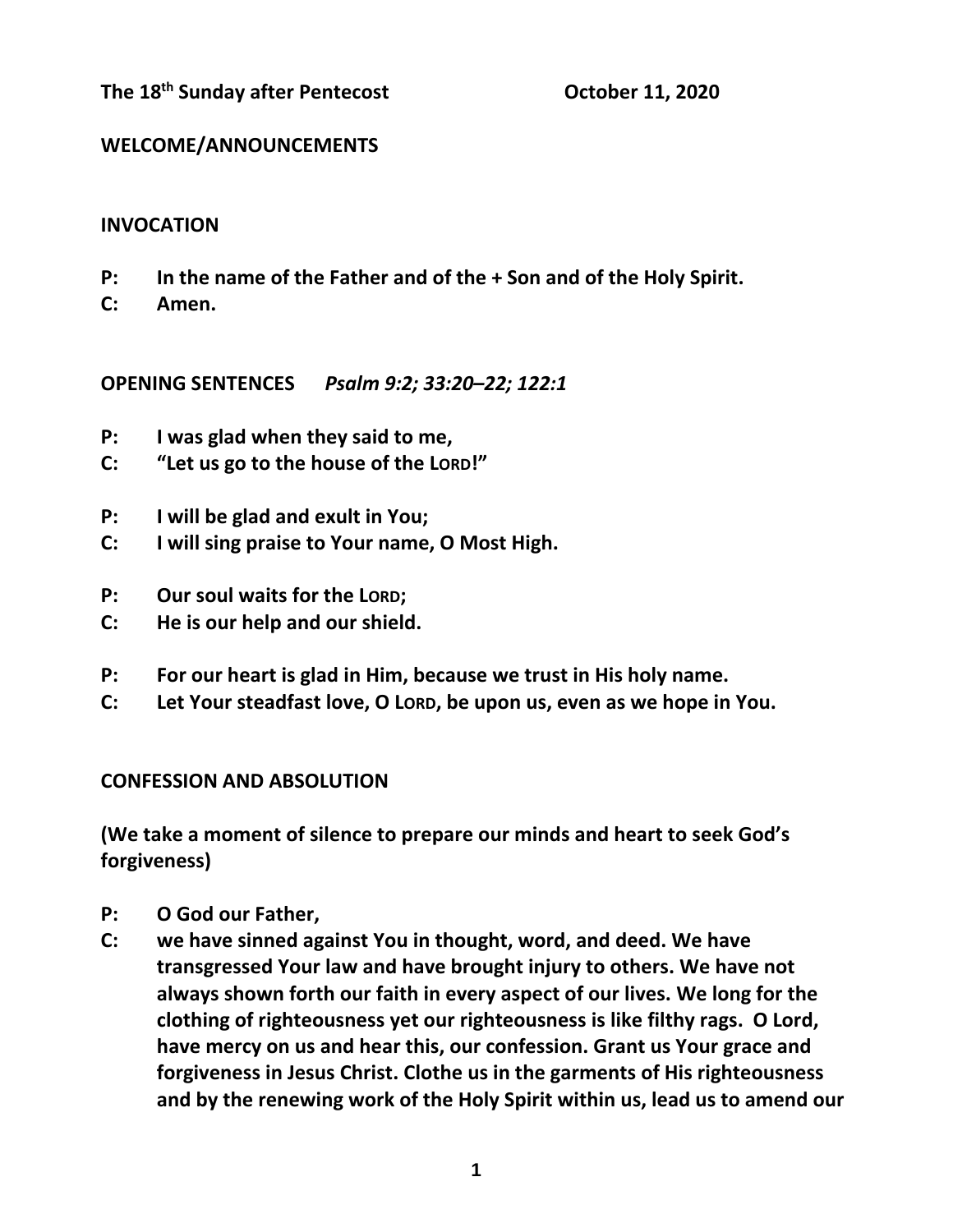**The 18th Sunday after Pentecost** **October 11, 2020**

## WELCOME/ANNOUNCEMENTS

## INVOCATION

**P: In the name of the Father and of the + Son and of the Holy Spirit.**
**C: Amen.**

## OPENING SENTENCES *Psalm 9:2; 33:20–22; 122:1*

**P: I was glad when they said to me,**
**C: "Let us go to the house of the LORD!"**

**P: I will be glad and exult in You;**
**C: I will sing praise to Your name, O Most High.**

**P: Our soul waits for the LORD;**
**C: He is our help and our shield.**

**P: For our heart is glad in Him, because we trust in His holy name.**
**C: Let Your steadfast love, O LORD, be upon us, even as we hope in You.**

## CONFESSION AND ABSOLUTION

**(We take a moment of silence to prepare our minds and heart to seek God's forgiveness)**

**P: O God our Father,**
**C: we have sinned against You in thought, word, and deed. We have transgressed Your law and have brought injury to others. We have not always shown forth our faith in every aspect of our lives. We long for the clothing of righteousness yet our righteousness is like filthy rags. O Lord, have mercy on us and hear this, our confession. Grant us Your grace and forgiveness in Jesus Christ. Clothe us in the garments of His righteousness and by the renewing work of the Holy Spirit within us, lead us to amend our**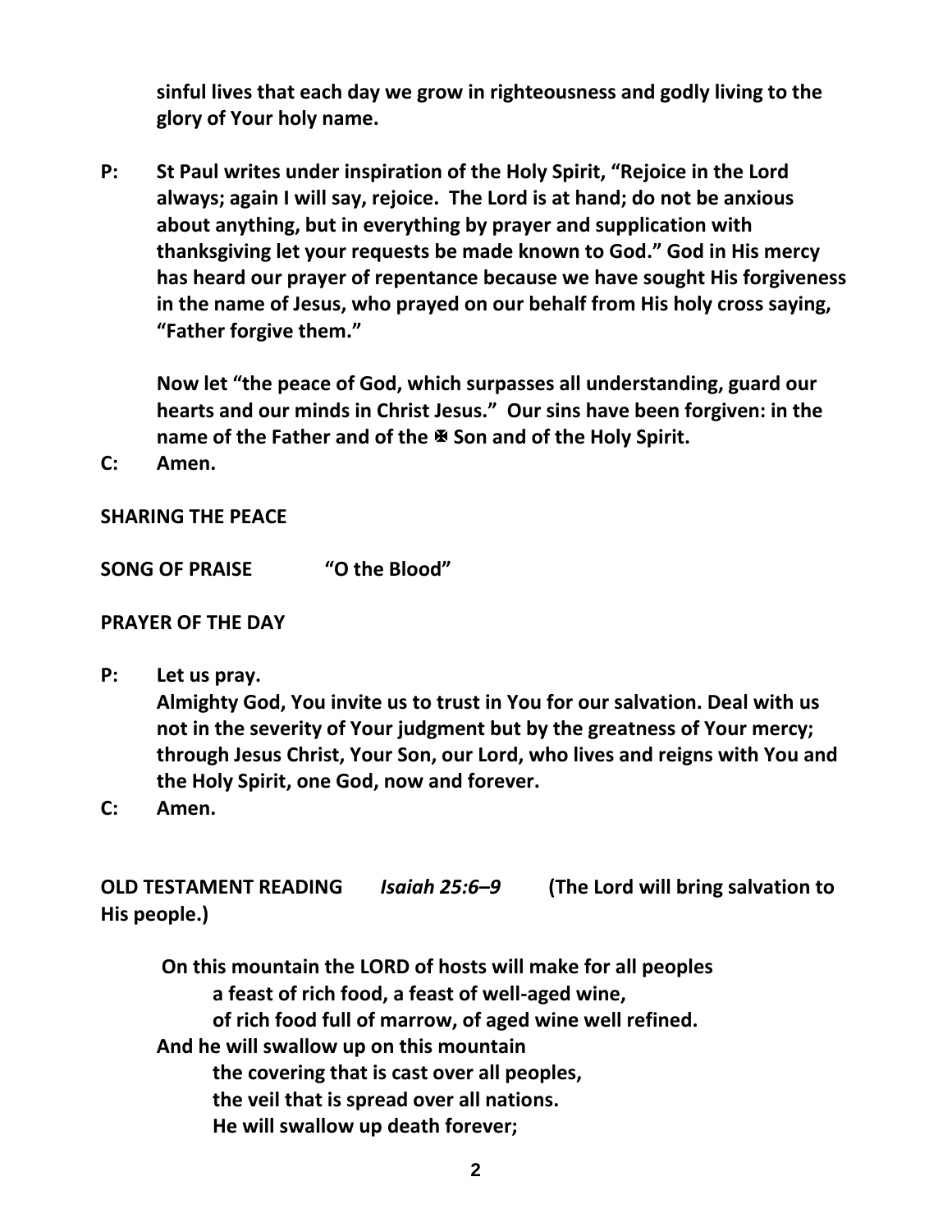**sinful lives that each day we grow in righteousness and godly living to the glory of Your holy name.**

**P: St Paul writes under inspiration of the Holy Spirit, "Rejoice in the Lord always; again I will say, rejoice. The Lord is at hand; do not be anxious about anything, but in everything by prayer and supplication with thanksgiving let your requests be made known to God." God in His mercy has heard our prayer of repentance because we have sought His forgiveness in the name of Jesus, who prayed on our behalf from His holy cross saying, "Father forgive them."**

**Now let "the peace of God, which surpasses all understanding, guard our hearts and our minds in Christ Jesus." Our sins have been forgiven: in the name of the Father and of the ✠ Son and of the Holy Spirit.**

**C: Amen.**

**SHARING THE PEACE**

**SONG OF PRAISE "O the Blood"**

**PRAYER OF THE DAY**

**P: Let us pray.**
**Almighty God, You invite us to trust in You for our salvation. Deal with us not in the severity of Your judgment but by the greatness of Your mercy; through Jesus Christ, Your Son, our Lord, who lives and reigns with You and the Holy Spirit, one God, now and forever.**

**C: Amen.**

**OLD TESTAMENT READING** ***Isaiah 25:6–9*** **(The Lord will bring salvation to His people.)**

**On this mountain the LORD of hosts will make for all peoples**
**a feast of rich food, a feast of well-aged wine,**
**of rich food full of marrow, of aged wine well refined.**
**And he will swallow up on this mountain**
**the covering that is cast over all peoples,**
**the veil that is spread over all nations.**
**He will swallow up death forever;**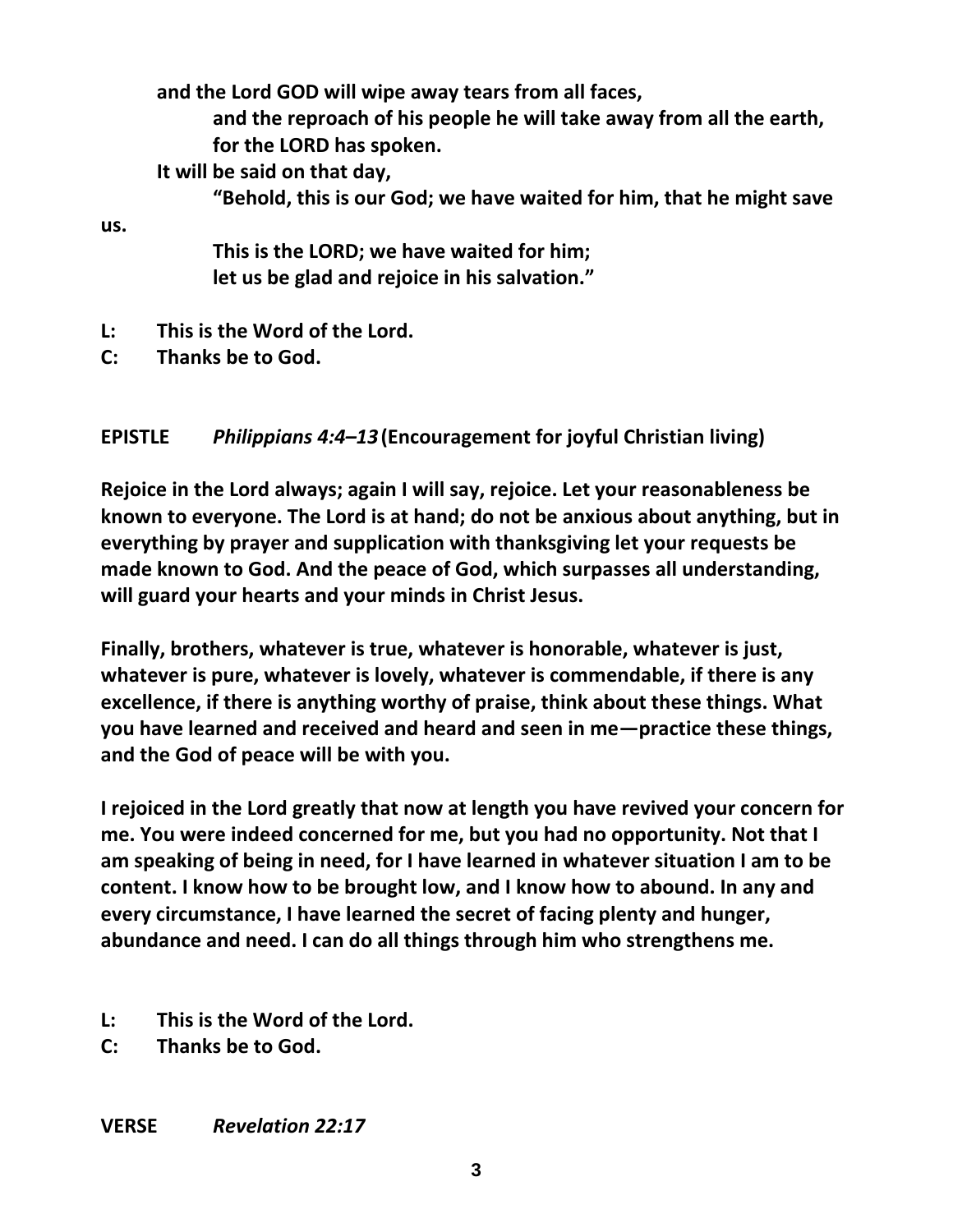**and the Lord GOD will wipe away tears from all faces,**
**and the reproach of his people he will take away from all the earth,**
**for the LORD has spoken.**
**It will be said on that day,**
**"Behold, this is our God; we have waited for him, that he might save us.**
**This is the LORD; we have waited for him;**
**let us be glad and rejoice in his salvation."**

**L: This is the Word of the Lord.**
**C: Thanks be to God.**

**EPISTLE** ***Philippians 4:4–13*** **(Encouragement for joyful Christian living)**

**Rejoice in the Lord always; again I will say, rejoice. Let your reasonableness be known to everyone. The Lord is at hand; do not be anxious about anything, but in everything by prayer and supplication with thanksgiving let your requests be made known to God. And the peace of God, which surpasses all understanding, will guard your hearts and your minds in Christ Jesus.**

**Finally, brothers, whatever is true, whatever is honorable, whatever is just, whatever is pure, whatever is lovely, whatever is commendable, if there is any excellence, if there is anything worthy of praise, think about these things. What you have learned and received and heard and seen in me—practice these things, and the God of peace will be with you.**

**I rejoiced in the Lord greatly that now at length you have revived your concern for me. You were indeed concerned for me, but you had no opportunity. Not that I am speaking of being in need, for I have learned in whatever situation I am to be content. I know how to be brought low, and I know how to abound. In any and every circumstance, I have learned the secret of facing plenty and hunger, abundance and need. I can do all things through him who strengthens me.**

**L: This is the Word of the Lord.**
**C: Thanks be to God.**

**VERSE** ***Revelation 22:17***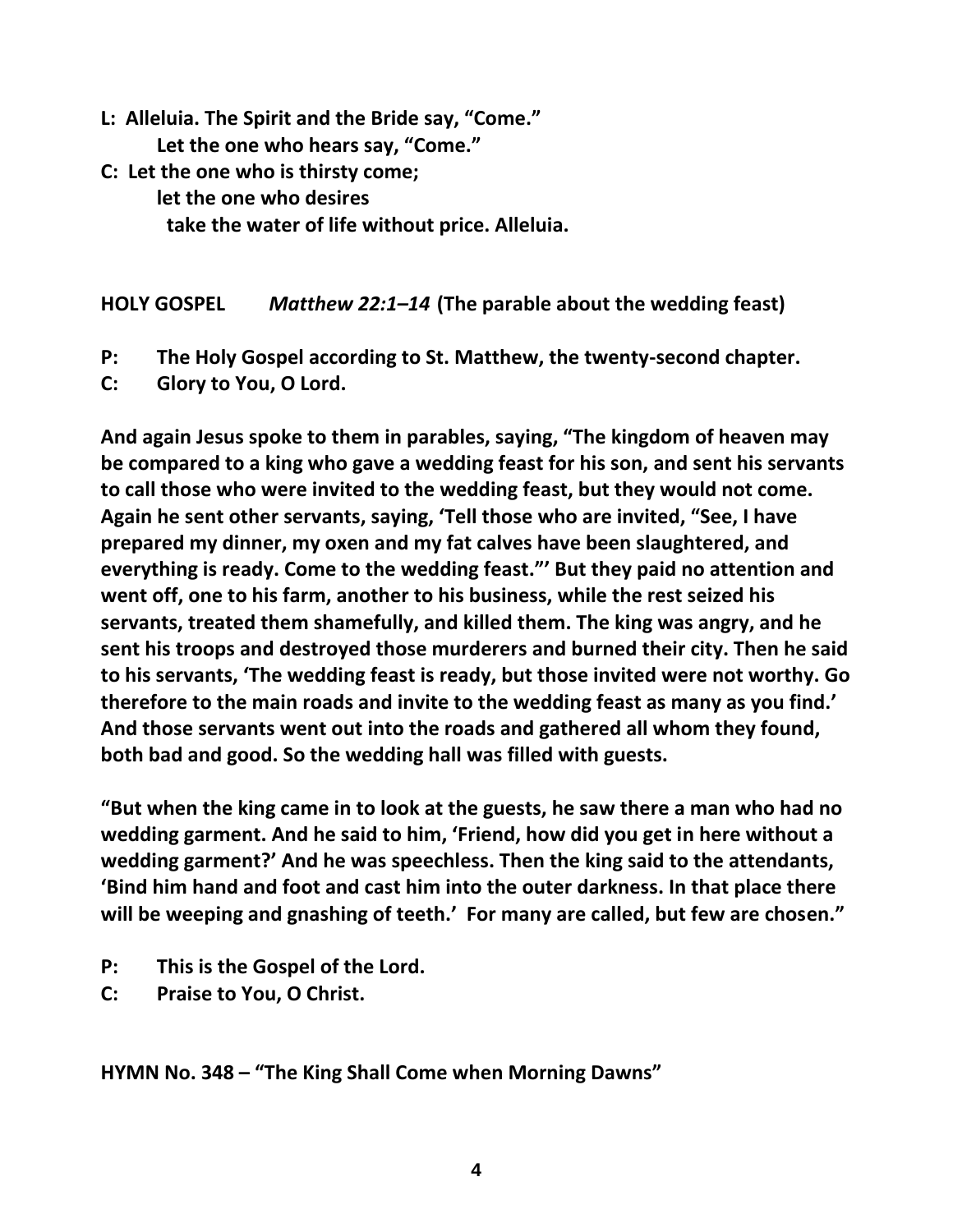**L: Alleluia. The Spirit and the Bride say, "Come."**
**Let the one who hears say, "Come."**
**C: Let the one who is thirsty come;**
**let the one who desires**
**take the water of life without price. Alleluia.**

**HOLY GOSPEL** *Matthew 22:1–14* **(The parable about the wedding feast)**

**P: The Holy Gospel according to St. Matthew, the twenty-second chapter.**
**C: Glory to You, O Lord.**

**And again Jesus spoke to them in parables, saying, "The kingdom of heaven may be compared to a king who gave a wedding feast for his son, and sent his servants to call those who were invited to the wedding feast, but they would not come. Again he sent other servants, saying, 'Tell those who are invited, "See, I have prepared my dinner, my oxen and my fat calves have been slaughtered, and everything is ready. Come to the wedding feast."' But they paid no attention and went off, one to his farm, another to his business, while the rest seized his servants, treated them shamefully, and killed them. The king was angry, and he sent his troops and destroyed those murderers and burned their city. Then he said to his servants, 'The wedding feast is ready, but those invited were not worthy. Go therefore to the main roads and invite to the wedding feast as many as you find.' And those servants went out into the roads and gathered all whom they found, both bad and good. So the wedding hall was filled with guests.**

**"But when the king came in to look at the guests, he saw there a man who had no wedding garment. And he said to him, 'Friend, how did you get in here without a wedding garment?' And he was speechless. Then the king said to the attendants, 'Bind him hand and foot and cast him into the outer darkness. In that place there will be weeping and gnashing of teeth.' For many are called, but few are chosen."**

**P: This is the Gospel of the Lord.**
**C: Praise to You, O Christ.**

**HYMN No. 348 – "The King Shall Come when Morning Dawns"**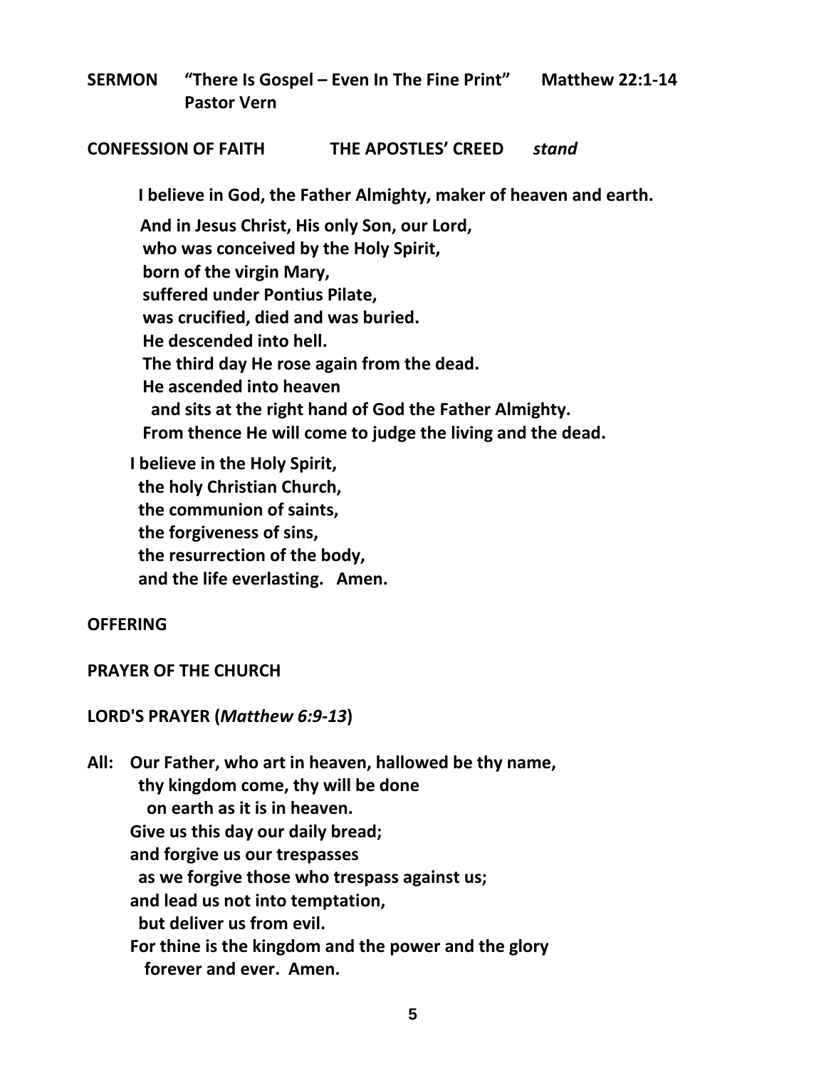**SERMON "There Is Gospel – Even In The Fine Print" Matthew 22:1-14**
**Pastor Vern**

**CONFESSION OF FAITH THE APOSTLES' CREED** ***stand***

**I believe in God, the Father Almighty, maker of heaven and earth.**

**And in Jesus Christ, His only Son, our Lord,**
**who was conceived by the Holy Spirit,**
**born of the virgin Mary,**
**suffered under Pontius Pilate,**
**was crucified, died and was buried.**
**He descended into hell.**
**The third day He rose again from the dead.**
**He ascended into heaven**
**and sits at the right hand of God the Father Almighty.**
**From thence He will come to judge the living and the dead.**

**I believe in the Holy Spirit,**
**the holy Christian Church,**
**the communion of saints,**
**the forgiveness of sins,**
**the resurrection of the body,**
**and the life everlasting. Amen.**

**OFFERING**

**PRAYER OF THE CHURCH**

**LORD'S PRAYER (*Matthew 6:9-13*)**

**All: Our Father, who art in heaven, hallowed be thy name,**
**thy kingdom come, thy will be done**
**on earth as it is in heaven.**
**Give us this day our daily bread;**
**and forgive us our trespasses**
**as we forgive those who trespass against us;**
**and lead us not into temptation,**
**but deliver us from evil.**
**For thine is the kingdom and the power and the glory**
**forever and ever. Amen.**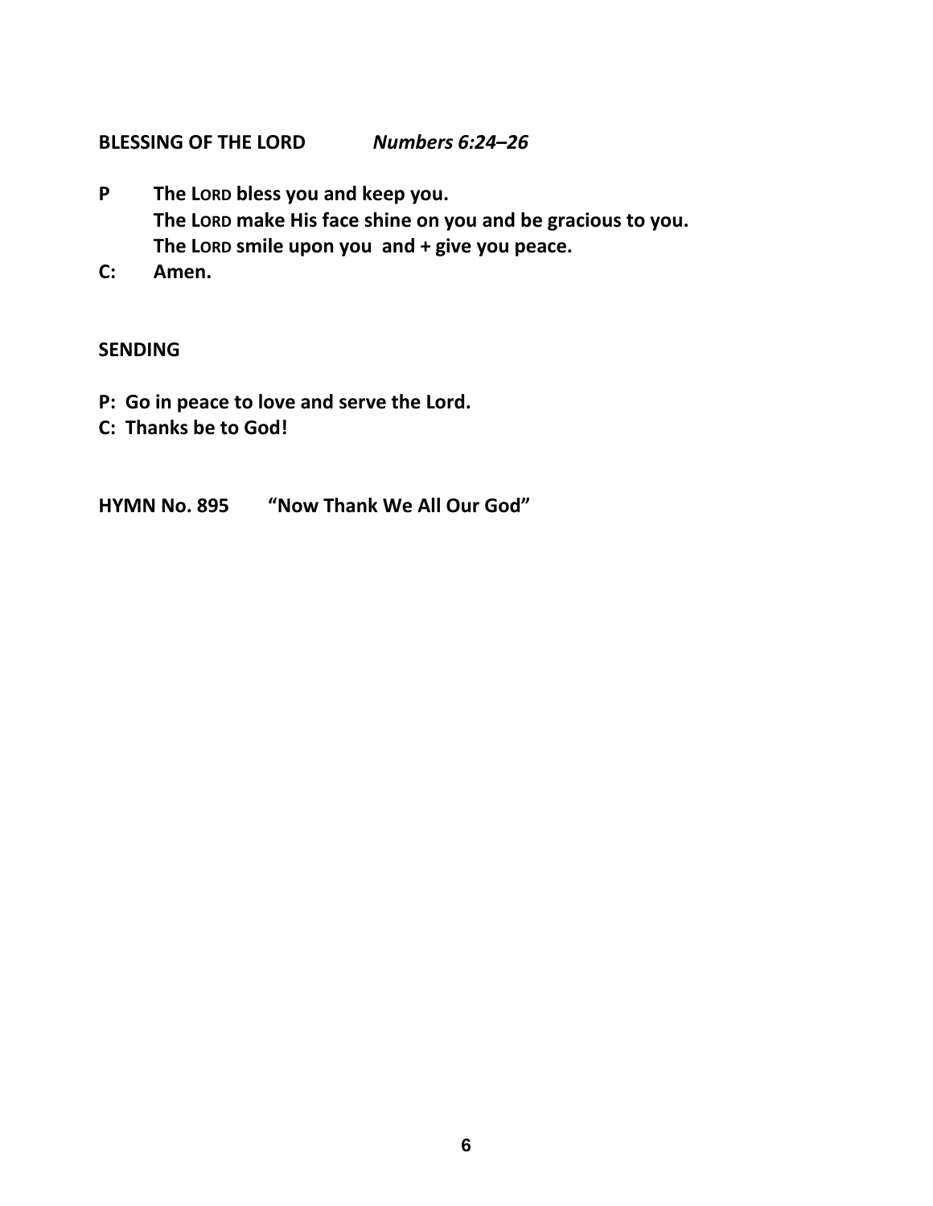**BLESSING OF THE LORD** *Numbers 6:24–26*

**P The LORD bless you and keep you.**
**The LORD make His face shine on you and be gracious to you.**
**The LORD smile upon you and + give you peace.**

**C: Amen.**

**SENDING**

**P: Go in peace to love and serve the Lord.**

**C: Thanks be to God!**

**HYMN No. 895 "Now Thank We All Our God"**